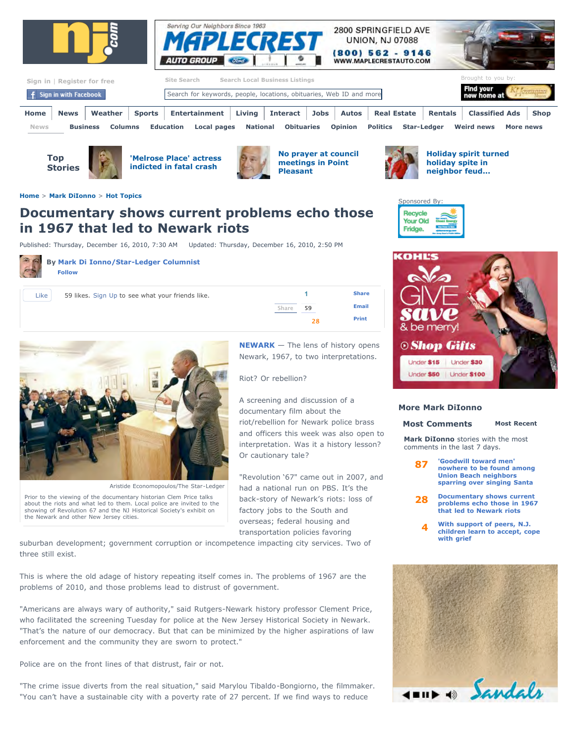Home > Mark DiIonno > Hot Topics

# Documentary shows current problems echo those in 1967 that led to Newark riots

Published: Thursday, December 16, 2010, 7:30 AM Updated: Thursday, December 16, 2010, 2:50 PM

By **Mark Di Ionno/Star-Ledger Columnist**

Aristide Economopoulos/The Star-Ledger

Prior to the viewing of the documentary historian Clem Price talks about the riots and what led to them. Local police are invited to the showing of Revolution 67 and the NJ Historical Society's exhibit on the Newark and other New Jersey cities.

**NEWARK** — The lens of history opens Newark, 1967, to two interpretations.

Riot? Or rebellion?

A screening and discussion of a documentary film about the riot/rebellion for Newark police brass and officers this week was also open to interpretation. Was it a history lesson? Or cautionary tale?

"Revolution '67" came out in 2007, and had a national run on PBS. It's the back-story of Newark's riots: loss of factory jobs to the South and overseas; federal housing and transportation policies favoring suburban development; government corruption or incompetence impacting city services. Two of three still exist.

This is where the old adage of history repeating itself comes in. The problems of 1967 are the problems of 2010, and those problems lead to distrust of government.

"Americans are always wary of authority," said Rutgers-Newark history professor Clement Price, who facilitated the screening Tuesday for police at the New Jersey Historical Society in Newark. "That's the nature of our democracy. But that can be minimized by the higher aspirations of law enforcement and the community they are sworn to protect."

Police are on the front lines of that distrust, fair or not.

"The crime issue diverts from the real situation," said Marylou Tibaldo-Bongiorno, the filmmaker. "You can't have a sustainable city with a poverty rate of 27 percent. If we find ways to reduce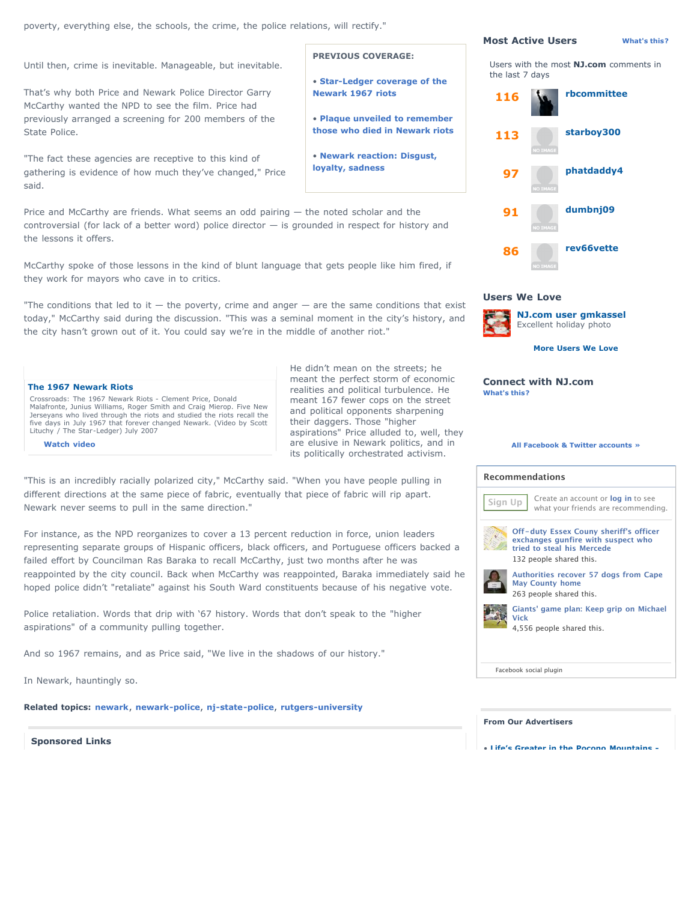poverty, everything else, the schools, the crime, the police relations, will rectify."

Until then, crime is inevitable. Manageable, but inevitable.

That's why both Price and Newark Police Director Garry McCarthy wanted the NPD to see the film. Price had previously arranged a screening for 200 members of the State Police.

"The fact these agencies are receptive to this kind of gathering is evidence of how much they've changed," Price said.

**PREVIOUS COVERAGE:**

- **Star-Ledger coverage of the Newark 1967 riots**
- **Plaque unveiled to remember those who died in Newark riots**
- **Newark reaction: Disgust, loyalty, sadness**

Price and McCarthy are friends. What seems an odd pairing — the noted scholar and the controversial (for lack of a better word) police director — is grounded in respect for history and the lessons it offers.

McCarthy spoke of those lessons in the kind of blunt language that gets people like him fired, if they work for mayors who cave in to critics.

"The conditions that led to it — the poverty, crime and anger — are the same conditions that exist today," McCarthy said during the discussion. "This was a seminal moment in the city's history, and the city hasn't grown out of it. You could say we're in the middle of another riot."

**The 1967 Newark Riots**

Crossroads: The 1967 Newark Riots - Clement Price, Donald Malafronte, Junius Williams, Roger Smith and Craig Mierop. Five New Jerseyans who lived through the riots and studied the riots recall the five days in July 1967 that forever changed Newark. (Video by Scott Lituchy / The Star-Ledger) July 2007

**Watch video**

He didn't mean on the streets; he meant the perfect storm of economic realities and political turbulence. He meant 167 fewer cops on the street and political opponents sharpening their daggers. Those "higher aspirations" Price alluded to, well, they are elusive in Newark politics, and in its politically orchestrated activism.

"This is an incredibly racially polarized city," McCarthy said. "When you have people pulling in different directions at the same piece of fabric, eventually that piece of fabric will rip apart. Newark never seems to pull in the same direction."

For instance, as the NPD reorganizes to cover a 13 percent reduction in force, union leaders representing separate groups of Hispanic officers, black officers, and Portuguese officers backed a failed effort by Councilman Ras Baraka to recall McCarthy, just two months after he was reappointed by the city council. Back when McCarthy was reappointed, Baraka immediately said he hoped police didn't "retaliate" against his South Ward constituents because of his negative vote.

Police retaliation. Words that drip with '67 history. Words that don't speak to the "higher aspirations" of a community pulling together.

And so 1967 remains, and as Price said, "We live in the shadows of our history."

In Newark, hauntingly so.

**Related topics:** newark, newark-police, nj-state-police, rutgers-university

**Sponsored Links**

### Most Active Users

What's this?

Users with the most **NJ.com** comments in the last 7 days

| | |
|---|---|
| 116 | rbcommittee |
| 113 | starboy300 |
| 97 | phatdaddy4 |
| 91 | dumbnj09 |
| 86 | rev66vette |

### Users We Love

**NJ.com user gmkassel**
Excellent holiday photo

**More Users We Love**

### Connect with NJ.com

What's this?

**All Facebook & Twitter accounts »**

### Recommendations

Sign Up — Create an account or **log in** to see what your friends are recommending.

**Off-duty Essex Couny sheriff's officer exchanges gunfire with suspect who tried to steal his Mercede**
132 people shared this.

**Authorities recover 57 dogs from Cape May County home**
263 people shared this.

**Giants' game plan: Keep grip on Michael Vick**
4,556 people shared this.

Facebook social plugin

**From Our Advertisers**

- Life's Greater in the Pocono Mountains -